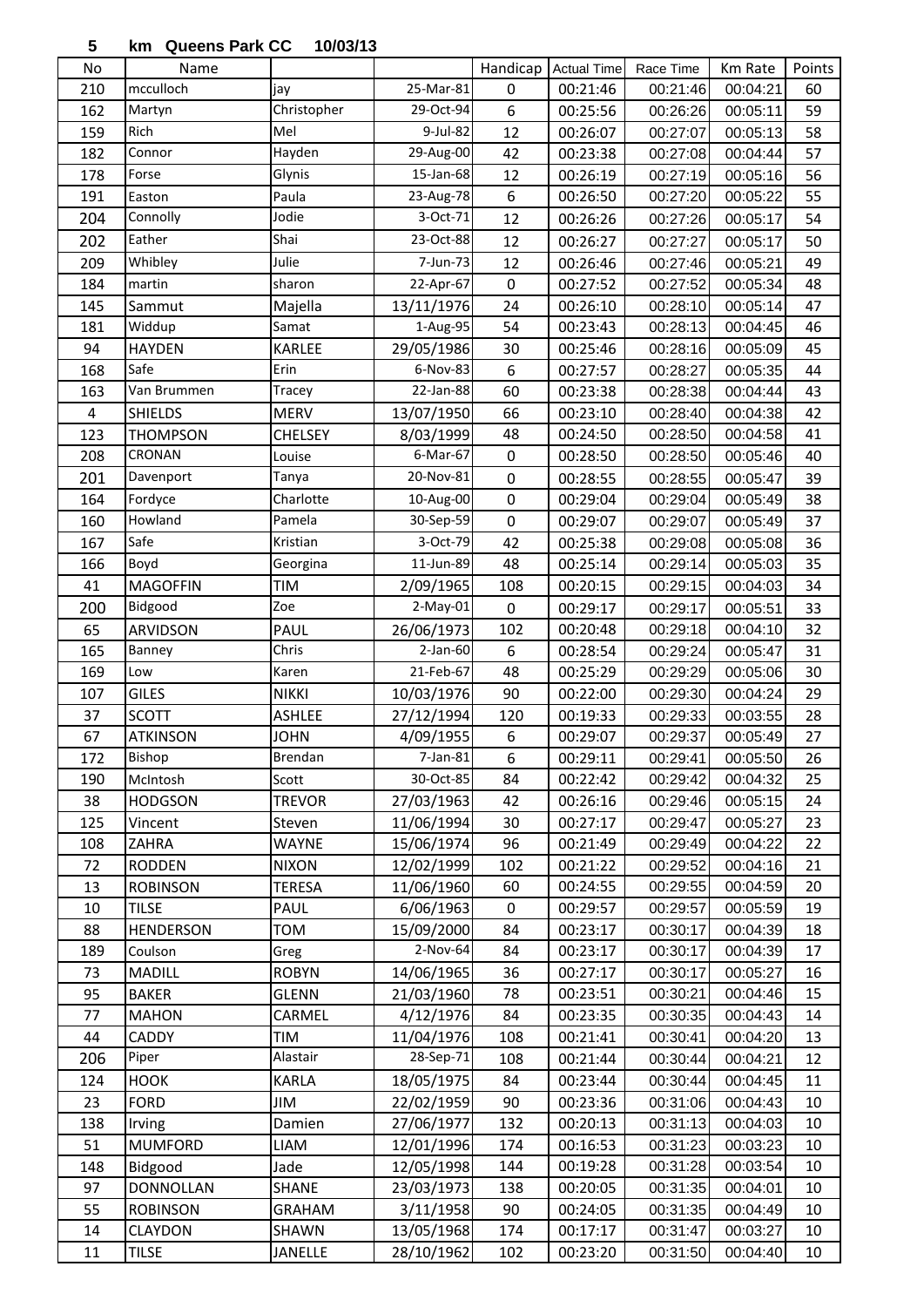**5 km Queens Park CC 10/03/13**

| No | Name | | | Handicap | Actual Time | Race Time | Km Rate | Points |
|---|---|---|---|---|---|---|---|---|
| 210 | mcculloch | jay | 25-Mar-81 | 0 | 00:21:46 | 00:21:46 | 00:04:21 | 60 |
| 162 | Martyn | Christopher | 29-Oct-94 | 6 | 00:25:56 | 00:26:26 | 00:05:11 | 59 |
| 159 | Rich | Mel | 9-Jul-82 | 12 | 00:26:07 | 00:27:07 | 00:05:13 | 58 |
| 182 | Connor | Hayden | 29-Aug-00 | 42 | 00:23:38 | 00:27:08 | 00:04:44 | 57 |
| 178 | Forse | Glynis | 15-Jan-68 | 12 | 00:26:19 | 00:27:19 | 00:05:16 | 56 |
| 191 | Easton | Paula | 23-Aug-78 | 6 | 00:26:50 | 00:27:20 | 00:05:22 | 55 |
| 204 | Connolly | Jodie | 3-Oct-71 | 12 | 00:26:26 | 00:27:26 | 00:05:17 | 54 |
| 202 | Eather | Shai | 23-Oct-88 | 12 | 00:26:27 | 00:27:27 | 00:05:17 | 50 |
| 209 | Whibley | Julie | 7-Jun-73 | 12 | 00:26:46 | 00:27:46 | 00:05:21 | 49 |
| 184 | martin | sharon | 22-Apr-67 | 0 | 00:27:52 | 00:27:52 | 00:05:34 | 48 |
| 145 | Sammut | Majella | 13/11/1976 | 24 | 00:26:10 | 00:28:10 | 00:05:14 | 47 |
| 181 | Widdup | Samat | 1-Aug-95 | 54 | 00:23:43 | 00:28:13 | 00:04:45 | 46 |
| 94 | HAYDEN | KARLEE | 29/05/1986 | 30 | 00:25:46 | 00:28:16 | 00:05:09 | 45 |
| 168 | Safe | Erin | 6-Nov-83 | 6 | 00:27:57 | 00:28:27 | 00:05:35 | 44 |
| 163 | Van Brummen | Tracey | 22-Jan-88 | 60 | 00:23:38 | 00:28:38 | 00:04:44 | 43 |
| 4 | SHIELDS | MERV | 13/07/1950 | 66 | 00:23:10 | 00:28:40 | 00:04:38 | 42 |
| 123 | THOMPSON | CHELSEY | 8/03/1999 | 48 | 00:24:50 | 00:28:50 | 00:04:58 | 41 |
| 208 | CRONAN | Louise | 6-Mar-67 | 0 | 00:28:50 | 00:28:50 | 00:05:46 | 40 |
| 201 | Davenport | Tanya | 20-Nov-81 | 0 | 00:28:55 | 00:28:55 | 00:05:47 | 39 |
| 164 | Fordyce | Charlotte | 10-Aug-00 | 0 | 00:29:04 | 00:29:04 | 00:05:49 | 38 |
| 160 | Howland | Pamela | 30-Sep-59 | 0 | 00:29:07 | 00:29:07 | 00:05:49 | 37 |
| 167 | Safe | Kristian | 3-Oct-79 | 42 | 00:25:38 | 00:29:08 | 00:05:08 | 36 |
| 166 | Boyd | Georgina | 11-Jun-89 | 48 | 00:25:14 | 00:29:14 | 00:05:03 | 35 |
| 41 | MAGOFFIN | TIM | 2/09/1965 | 108 | 00:20:15 | 00:29:15 | 00:04:03 | 34 |
| 200 | Bidgood | Zoe | 2-May-01 | 0 | 00:29:17 | 00:29:17 | 00:05:51 | 33 |
| 65 | ARVIDSON | PAUL | 26/06/1973 | 102 | 00:20:48 | 00:29:18 | 00:04:10 | 32 |
| 165 | Banney | Chris | 2-Jan-60 | 6 | 00:28:54 | 00:29:24 | 00:05:47 | 31 |
| 169 | Low | Karen | 21-Feb-67 | 48 | 00:25:29 | 00:29:29 | 00:05:06 | 30 |
| 107 | GILES | NIKKI | 10/03/1976 | 90 | 00:22:00 | 00:29:30 | 00:04:24 | 29 |
| 37 | SCOTT | ASHLEE | 27/12/1994 | 120 | 00:19:33 | 00:29:33 | 00:03:55 | 28 |
| 67 | ATKINSON | JOHN | 4/09/1955 | 6 | 00:29:07 | 00:29:37 | 00:05:49 | 27 |
| 172 | Bishop | Brendan | 7-Jan-81 | 6 | 00:29:11 | 00:29:41 | 00:05:50 | 26 |
| 190 | McIntosh | Scott | 30-Oct-85 | 84 | 00:22:42 | 00:29:42 | 00:04:32 | 25 |
| 38 | HODGSON | TREVOR | 27/03/1963 | 42 | 00:26:16 | 00:29:46 | 00:05:15 | 24 |
| 125 | Vincent | Steven | 11/06/1994 | 30 | 00:27:17 | 00:29:47 | 00:05:27 | 23 |
| 108 | ZAHRA | WAYNE | 15/06/1974 | 96 | 00:21:49 | 00:29:49 | 00:04:22 | 22 |
| 72 | RODDEN | NIXON | 12/02/1999 | 102 | 00:21:22 | 00:29:52 | 00:04:16 | 21 |
| 13 | ROBINSON | TERESA | 11/06/1960 | 60 | 00:24:55 | 00:29:55 | 00:04:59 | 20 |
| 10 | TILSE | PAUL | 6/06/1963 | 0 | 00:29:57 | 00:29:57 | 00:05:59 | 19 |
| 88 | HENDERSON | TOM | 15/09/2000 | 84 | 00:23:17 | 00:30:17 | 00:04:39 | 18 |
| 189 | Coulson | Greg | 2-Nov-64 | 84 | 00:23:17 | 00:30:17 | 00:04:39 | 17 |
| 73 | MADILL | ROBYN | 14/06/1965 | 36 | 00:27:17 | 00:30:17 | 00:05:27 | 16 |
| 95 | BAKER | GLENN | 21/03/1960 | 78 | 00:23:51 | 00:30:21 | 00:04:46 | 15 |
| 77 | MAHON | CARMEL | 4/12/1976 | 84 | 00:23:35 | 00:30:35 | 00:04:43 | 14 |
| 44 | CADDY | TIM | 11/04/1976 | 108 | 00:21:41 | 00:30:41 | 00:04:20 | 13 |
| 206 | Piper | Alastair | 28-Sep-71 | 108 | 00:21:44 | 00:30:44 | 00:04:21 | 12 |
| 124 | HOOK | KARLA | 18/05/1975 | 84 | 00:23:44 | 00:30:44 | 00:04:45 | 11 |
| 23 | FORD | JIM | 22/02/1959 | 90 | 00:23:36 | 00:31:06 | 00:04:43 | 10 |
| 138 | Irving | Damien | 27/06/1977 | 132 | 00:20:13 | 00:31:13 | 00:04:03 | 10 |
| 51 | MUMFORD | LIAM | 12/01/1996 | 174 | 00:16:53 | 00:31:23 | 00:03:23 | 10 |
| 148 | Bidgood | Jade | 12/05/1998 | 144 | 00:19:28 | 00:31:28 | 00:03:54 | 10 |
| 97 | DONNOLLAN | SHANE | 23/03/1973 | 138 | 00:20:05 | 00:31:35 | 00:04:01 | 10 |
| 55 | ROBINSON | GRAHAM | 3/11/1958 | 90 | 00:24:05 | 00:31:35 | 00:04:49 | 10 |
| 14 | CLAYDON | SHAWN | 13/05/1968 | 174 | 00:17:17 | 00:31:47 | 00:03:27 | 10 |
| 11 | TILSE | JANELLE | 28/10/1962 | 102 | 00:23:20 | 00:31:50 | 00:04:40 | 10 |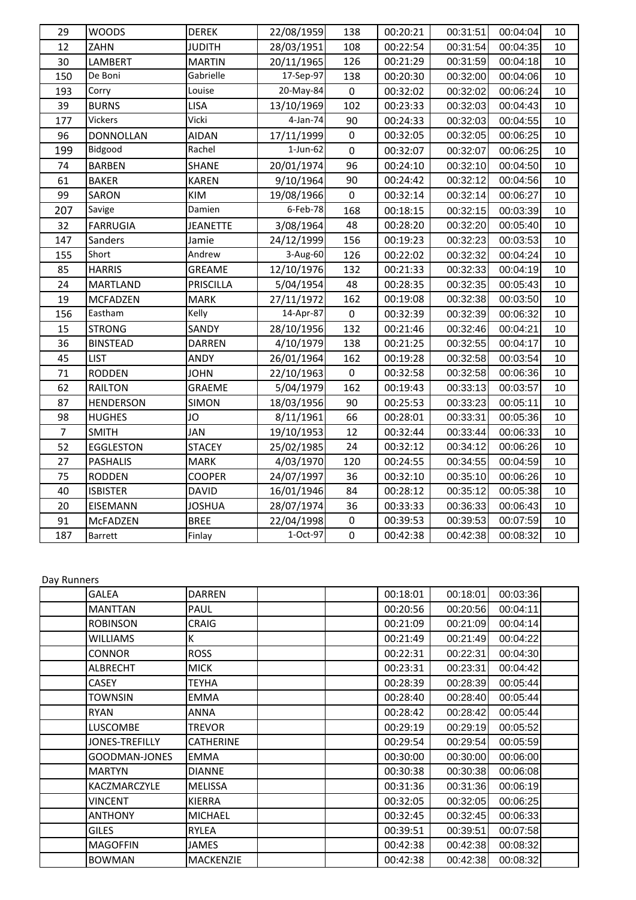| | | | | | | | | |
|---|---|---|---|---|---|---|---|---|
| 29 | WOODS | DEREK | 22/08/1959 | 138 | 00:20:21 | 00:31:51 | 00:04:04 | 10 |
| 12 | ZAHN | JUDITH | 28/03/1951 | 108 | 00:22:54 | 00:31:54 | 00:04:35 | 10 |
| 30 | LAMBERT | MARTIN | 20/11/1965 | 126 | 00:21:29 | 00:31:59 | 00:04:18 | 10 |
| 150 | De Boni | Gabrielle | 17-Sep-97 | 138 | 00:20:30 | 00:32:00 | 00:04:06 | 10 |
| 193 | Corry | Louise | 20-May-84 | 0 | 00:32:02 | 00:32:02 | 00:06:24 | 10 |
| 39 | BURNS | LISA | 13/10/1969 | 102 | 00:23:33 | 00:32:03 | 00:04:43 | 10 |
| 177 | Vickers | Vicki | 4-Jan-74 | 90 | 00:24:33 | 00:32:03 | 00:04:55 | 10 |
| 96 | DONNOLLAN | AIDAN | 17/11/1999 | 0 | 00:32:05 | 00:32:05 | 00:06:25 | 10 |
| 199 | Bidgood | Rachel | 1-Jun-62 | 0 | 00:32:07 | 00:32:07 | 00:06:25 | 10 |
| 74 | BARBEN | SHANE | 20/01/1974 | 96 | 00:24:10 | 00:32:10 | 00:04:50 | 10 |
| 61 | BAKER | KAREN | 9/10/1964 | 90 | 00:24:42 | 00:32:12 | 00:04:56 | 10 |
| 99 | SARON | KIM | 19/08/1966 | 0 | 00:32:14 | 00:32:14 | 00:06:27 | 10 |
| 207 | Savige | Damien | 6-Feb-78 | 168 | 00:18:15 | 00:32:15 | 00:03:39 | 10 |
| 32 | FARRUGIA | JEANETTE | 3/08/1964 | 48 | 00:28:20 | 00:32:20 | 00:05:40 | 10 |
| 147 | Sanders | Jamie | 24/12/1999 | 156 | 00:19:23 | 00:32:23 | 00:03:53 | 10 |
| 155 | Short | Andrew | 3-Aug-60 | 126 | 00:22:02 | 00:32:32 | 00:04:24 | 10 |
| 85 | HARRIS | GREAME | 12/10/1976 | 132 | 00:21:33 | 00:32:33 | 00:04:19 | 10 |
| 24 | MARTLAND | PRISCILLA | 5/04/1954 | 48 | 00:28:35 | 00:32:35 | 00:05:43 | 10 |
| 19 | MCFADZEN | MARK | 27/11/1972 | 162 | 00:19:08 | 00:32:38 | 00:03:50 | 10 |
| 156 | Eastham | Kelly | 14-Apr-87 | 0 | 00:32:39 | 00:32:39 | 00:06:32 | 10 |
| 15 | STRONG | SANDY | 28/10/1956 | 132 | 00:21:46 | 00:32:46 | 00:04:21 | 10 |
| 36 | BINSTEAD | DARREN | 4/10/1979 | 138 | 00:21:25 | 00:32:55 | 00:04:17 | 10 |
| 45 | LIST | ANDY | 26/01/1964 | 162 | 00:19:28 | 00:32:58 | 00:03:54 | 10 |
| 71 | RODDEN | JOHN | 22/10/1963 | 0 | 00:32:58 | 00:32:58 | 00:06:36 | 10 |
| 62 | RAILTON | GRAEME | 5/04/1979 | 162 | 00:19:43 | 00:33:13 | 00:03:57 | 10 |
| 87 | HENDERSON | SIMON | 18/03/1956 | 90 | 00:25:53 | 00:33:23 | 00:05:11 | 10 |
| 98 | HUGHES | JO | 8/11/1961 | 66 | 00:28:01 | 00:33:31 | 00:05:36 | 10 |
| 7 | SMITH | JAN | 19/10/1953 | 12 | 00:32:44 | 00:33:44 | 00:06:33 | 10 |
| 52 | EGGLESTON | STACEY | 25/02/1985 | 24 | 00:32:12 | 00:34:12 | 00:06:26 | 10 |
| 27 | PASHALIS | MARK | 4/03/1970 | 120 | 00:24:55 | 00:34:55 | 00:04:59 | 10 |
| 75 | RODDEN | COOPER | 24/07/1997 | 36 | 00:32:10 | 00:35:10 | 00:06:26 | 10 |
| 40 | ISBISTER | DAVID | 16/01/1946 | 84 | 00:28:12 | 00:35:12 | 00:05:38 | 10 |
| 20 | EISEMANN | JOSHUA | 28/07/1974 | 36 | 00:33:33 | 00:36:33 | 00:06:43 | 10 |
| 91 | McFADZEN | BREE | 22/04/1998 | 0 | 00:39:53 | 00:39:53 | 00:07:59 | 10 |
| 187 | Barrett | Finlay | 1-Oct-97 | 0 | 00:42:38 | 00:42:38 | 00:08:32 | 10 |

Day Runners

| | | | | | | | | |
|---|---|---|---|---|---|---|---|---|
| | GALEA | DARREN | | | 00:18:01 | 00:18:01 | 00:03:36 | |
| | MANTTAN | PAUL | | | 00:20:56 | 00:20:56 | 00:04:11 | |
| | ROBINSON | CRAIG | | | 00:21:09 | 00:21:09 | 00:04:14 | |
| | WILLIAMS | K | | | 00:21:49 | 00:21:49 | 00:04:22 | |
| | CONNOR | ROSS | | | 00:22:31 | 00:22:31 | 00:04:30 | |
| | ALBRECHT | MICK | | | 00:23:31 | 00:23:31 | 00:04:42 | |
| | CASEY | TEYHA | | | 00:28:39 | 00:28:39 | 00:05:44 | |
| | TOWNSIN | EMMA | | | 00:28:40 | 00:28:40 | 00:05:44 | |
| | RYAN | ANNA | | | 00:28:42 | 00:28:42 | 00:05:44 | |
| | LUSCOMBE | TREVOR | | | 00:29:19 | 00:29:19 | 00:05:52 | |
| | JONES-TREFILLY | CATHERINE | | | 00:29:54 | 00:29:54 | 00:05:59 | |
| | GOODMAN-JONES | EMMA | | | 00:30:00 | 00:30:00 | 00:06:00 | |
| | MARTYN | DIANNE | | | 00:30:38 | 00:30:38 | 00:06:08 | |
| | KACZMARCZYLE | MELISSA | | | 00:31:36 | 00:31:36 | 00:06:19 | |
| | VINCENT | KIERRA | | | 00:32:05 | 00:32:05 | 00:06:25 | |
| | ANTHONY | MICHAEL | | | 00:32:45 | 00:32:45 | 00:06:33 | |
| | GILES | RYLEA | | | 00:39:51 | 00:39:51 | 00:07:58 | |
| | MAGOFFIN | JAMES | | | 00:42:38 | 00:42:38 | 00:08:32 | |
| | BOWMAN | MACKENZIE | | | 00:42:38 | 00:42:38 | 00:08:32 | |